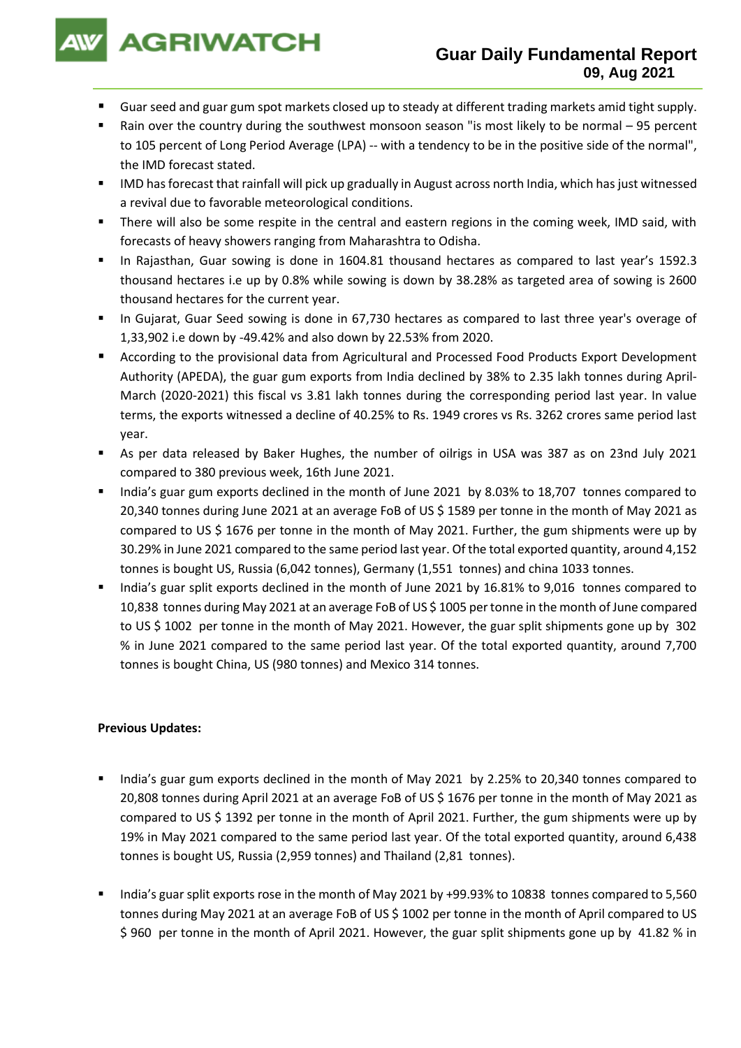# Guar Daily Fundamental Report
**09, Aug 2021**

- Guar seed and guar gum spot markets closed up to steady at different trading markets amid tight supply.
- Rain over the country during the southwest monsoon season "is most likely to be normal – 95 percent to 105 percent of Long Period Average (LPA) -- with a tendency to be in the positive side of the normal", the IMD forecast stated.
- IMD has forecast that rainfall will pick up gradually in August across north India, which has just witnessed a revival due to favorable meteorological conditions.
- There will also be some respite in the central and eastern regions in the coming week, IMD said, with forecasts of heavy showers ranging from Maharashtra to Odisha.
- In Rajasthan, Guar sowing is done in 1604.81 thousand hectares as compared to last year's 1592.3 thousand hectares i.e up by 0.8% while sowing is down by 38.28% as targeted area of sowing is 2600 thousand hectares for the current year.
- In Gujarat, Guar Seed sowing is done in 67,730 hectares as compared to last three year's overage of 1,33,902 i.e down by -49.42% and also down by 22.53% from 2020.
- According to the provisional data from Agricultural and Processed Food Products Export Development Authority (APEDA), the guar gum exports from India declined by 38% to 2.35 lakh tonnes during April-March (2020-2021) this fiscal vs 3.81 lakh tonnes during the corresponding period last year. In value terms, the exports witnessed a decline of 40.25% to Rs. 1949 crores vs Rs. 3262 crores same period last year.
- As per data released by Baker Hughes, the number of oilrigs in USA was 387 as on 23nd July 2021 compared to 380 previous week, 16th June 2021.
- India's guar gum exports declined in the month of June 2021 by 8.03% to 18,707 tonnes compared to 20,340 tonnes during June 2021 at an average FoB of US $ 1589 per tonne in the month of May 2021 as compared to US $ 1676 per tonne in the month of May 2021. Further, the gum shipments were up by 30.29% in June 2021 compared to the same period last year. Of the total exported quantity, around 4,152 tonnes is bought US, Russia (6,042 tonnes), Germany (1,551 tonnes) and china 1033 tonnes.
- India's guar split exports declined in the month of June 2021 by 16.81% to 9,016 tonnes compared to 10,838 tonnes during May 2021 at an average FoB of US $ 1005 per tonne in the month of June compared to US $ 1002 per tonne in the month of May 2021. However, the guar split shipments gone up by 302 % in June 2021 compared to the same period last year. Of the total exported quantity, around 7,700 tonnes is bought China, US (980 tonnes) and Mexico 314 tonnes.

**Previous Updates:**

- India's guar gum exports declined in the month of May 2021 by 2.25% to 20,340 tonnes compared to 20,808 tonnes during April 2021 at an average FoB of US $ 1676 per tonne in the month of May 2021 as compared to US $ 1392 per tonne in the month of April 2021. Further, the gum shipments were up by 19% in May 2021 compared to the same period last year. Of the total exported quantity, around 6,438 tonnes is bought US, Russia (2,959 tonnes) and Thailand (2,81 tonnes).

- India's guar split exports rose in the month of May 2021 by +99.93% to 10838 tonnes compared to 5,560 tonnes during May 2021 at an average FoB of US $ 1002 per tonne in the month of April compared to US $ 960 per tonne in the month of April 2021. However, the guar split shipments gone up by 41.82 % in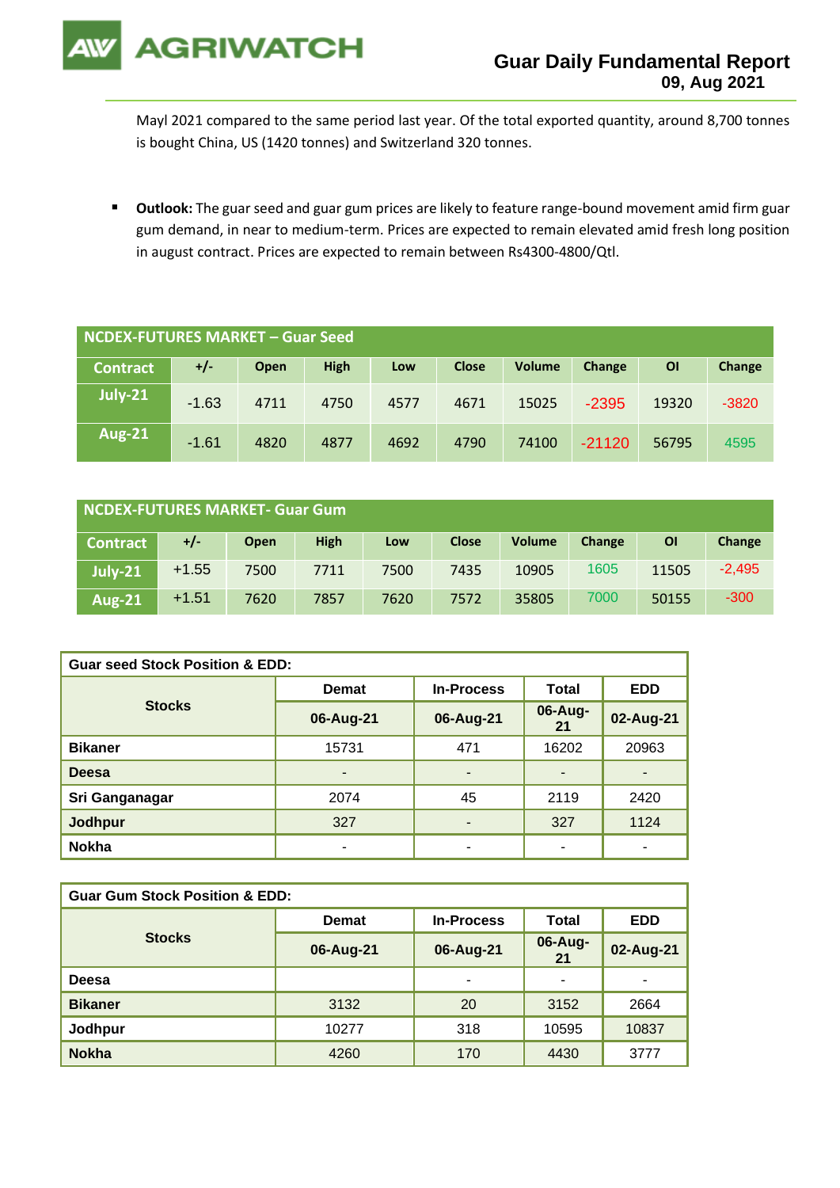Mayl 2021 compared to the same period last year. Of the total exported quantity, around 8,700 tonnes is bought China, US (1420 tonnes) and Switzerland 320 tonnes.

- **Outlook:** The guar seed and guar gum prices are likely to feature range-bound movement amid firm guar gum demand, in near to medium-term. Prices are expected to remain elevated amid fresh long position in august contract. Prices are expected to remain between Rs4300-4800/Qtl.

| NCDEX-FUTURES MARKET – Guar Seed | | | | | | | | | |
|---|---|---|---|---|---|---|---|---|---|
| Contract | +/- | Open | High | Low | Close | Volume | Change | OI | Change |
| July-21 | -1.63 | 4711 | 4750 | 4577 | 4671 | 15025 | -2395 | 19320 | -3820 |
| Aug-21 | -1.61 | 4820 | 4877 | 4692 | 4790 | 74100 | -21120 | 56795 | 4595 |

| NCDEX-FUTURES MARKET- Guar Gum | | | | | | | | | |
|---|---|---|---|---|---|---|---|---|---|
| Contract | +/- | Open | High | Low | Close | Volume | Change | OI | Change |
| July-21 | +1.55 | 7500 | 7711 | 7500 | 7435 | 10905 | 1605 | 11505 | -2,495 |
| Aug-21 | +1.51 | 7620 | 7857 | 7620 | 7572 | 35805 | 7000 | 50155 | -300 |

| Guar seed Stock Position & EDD: | | | | |
|---|---|---|---|---|
| Stocks | Demat | In-Process | Total | EDD |
| | 06-Aug-21 | 06-Aug-21 | 06-Aug-21 | 02-Aug-21 |
| Bikaner | 15731 | 471 | 16202 | 20963 |
| Deesa | - | - | - | - |
| Sri Ganganagar | 2074 | 45 | 2119 | 2420 |
| Jodhpur | 327 | - | 327 | 1124 |
| Nokha | - | - | - | - |

| Guar Gum Stock Position & EDD: | | | | |
|---|---|---|---|---|
| Stocks | Demat | In-Process | Total | EDD |
| | 06-Aug-21 | 06-Aug-21 | 06-Aug-21 | 02-Aug-21 |
| Deesa | | - | - | - |
| Bikaner | 3132 | 20 | 3152 | 2664 |
| Jodhpur | 10277 | 318 | 10595 | 10837 |
| Nokha | 4260 | 170 | 4430 | 3777 |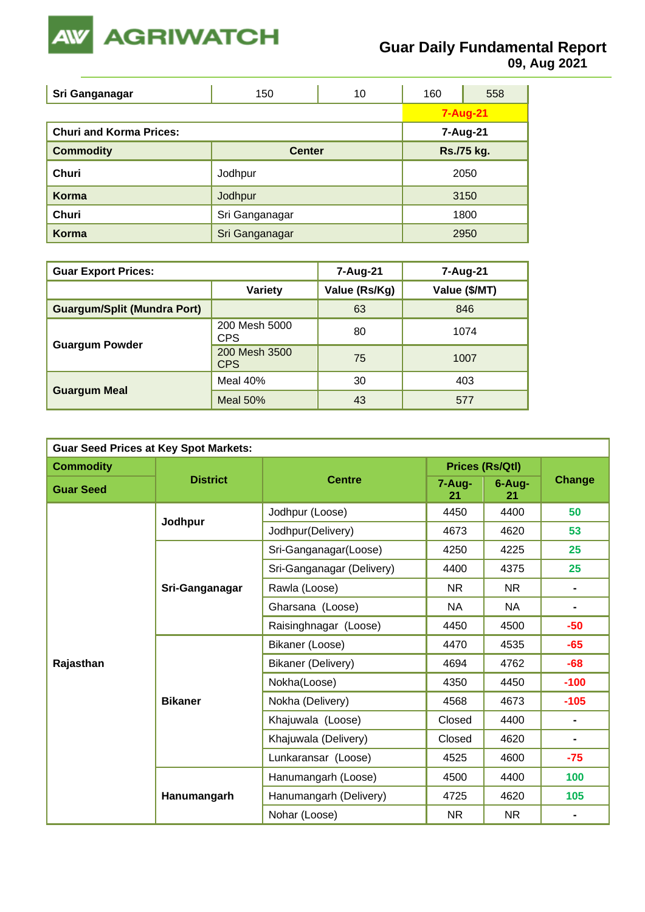| Sri Ganganagar | 150 | 10 | 160 | 558 |
|---|---|---|---|---|
| | | | 7-Aug-21 | |

| Churi and Korma Prices: | | 7-Aug-21 |
|---|---|---|
| **Commodity** | **Center** | **Rs./75 kg.** |
| **Churi** | Jodhpur | 2050 |
| **Korma** | Jodhpur | 3150 |
| **Churi** | Sri Ganganagar | 1800 |
| **Korma** | Sri Ganganagar | 2950 |

| Guar Export Prices: | | 7-Aug-21 | 7-Aug-21 |
|---|---|---|---|
| | **Variety** | **Value (Rs/Kg)** | **Value ($/MT)** |
| **Guargum/Split (Mundra Port)** | | 63 | 846 |
| **Guargum Powder** | 200 Mesh 5000 CPS | 80 | 1074 |
| | 200 Mesh 3500 CPS | 75 | 1007 |
| **Guargum Meal** | Meal 40% | 30 | 403 |
| | Meal 50% | 43 | 577 |

| Guar Seed Prices at Key Spot Markets: | | | | | |
|---|---|---|---|---|---|
| **Commodity** | **District** | **Centre** | **Prices (Rs/Qtl)** | | **Change** |
| **Guar Seed** | | | **7-Aug-21** | **6-Aug-21** | |
| **Rajasthan** | **Jodhpur** | Jodhpur (Loose) | 4450 | 4400 | 50 |
| | | Jodhpur(Delivery) | 4673 | 4620 | 53 |
| | **Sri-Ganganagar** | Sri-Ganganagar(Loose) | 4250 | 4225 | 25 |
| | | Sri-Ganganagar (Delivery) | 4400 | 4375 | 25 |
| | | Rawla (Loose) | NR | NR | - |
| | | Gharsana (Loose) | NA | NA | - |
| | | Raisinghnagar (Loose) | 4450 | 4500 | -50 |
| | **Bikaner** | Bikaner (Loose) | 4470 | 4535 | -65 |
| | | Bikaner (Delivery) | 4694 | 4762 | -68 |
| | | Nokha(Loose) | 4350 | 4450 | -100 |
| | | Nokha (Delivery) | 4568 | 4673 | -105 |
| | | Khajuwala (Loose) | Closed | 4400 | - |
| | | Khajuwala (Delivery) | Closed | 4620 | - |
| | | Lunkaransar (Loose) | 4525 | 4600 | -75 |
| | **Hanumangarh** | Hanumangarh (Loose) | 4500 | 4400 | 100 |
| | | Hanumangarh (Delivery) | 4725 | 4620 | 105 |
| | | Nohar (Loose) | NR | NR | - |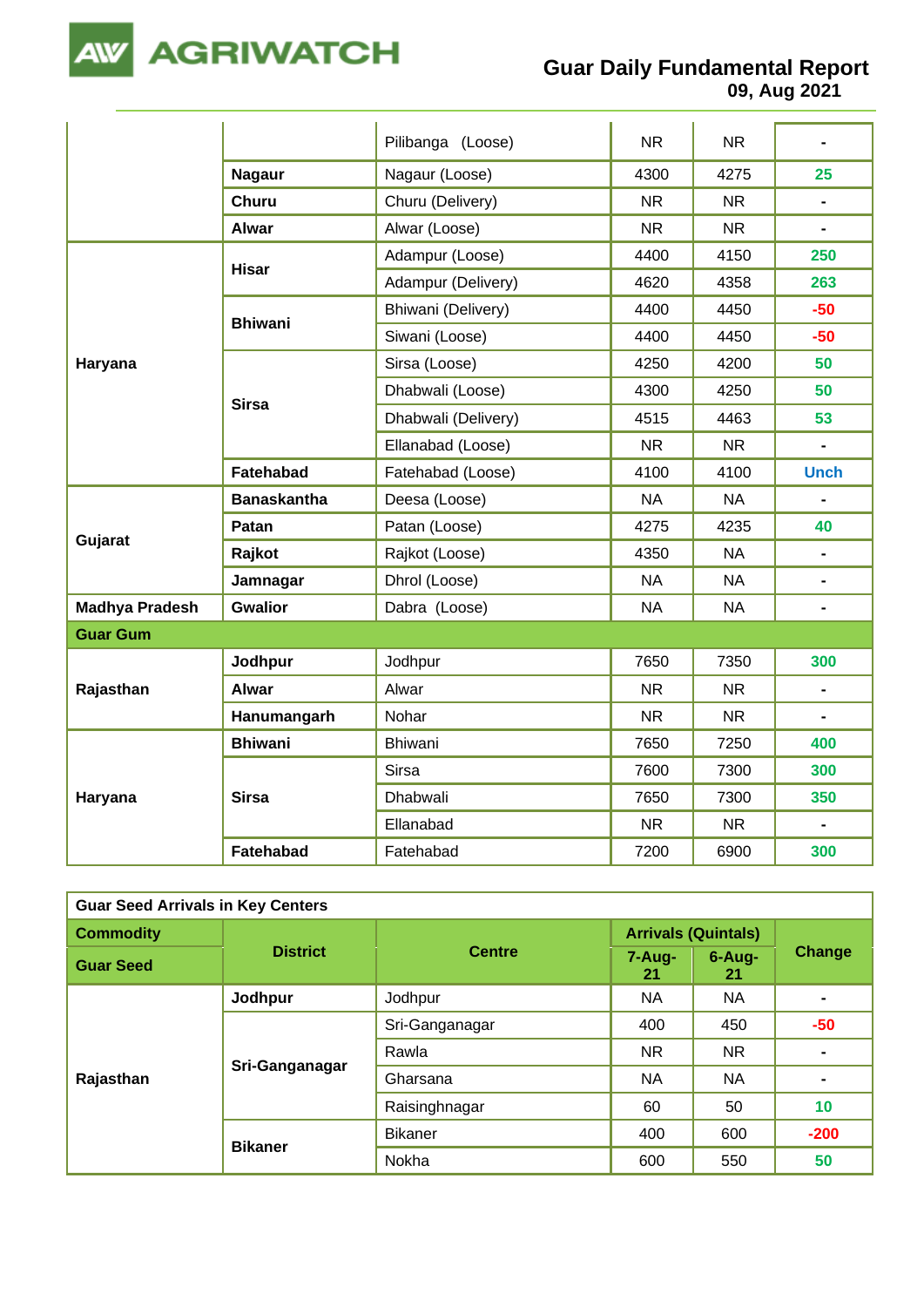| | | | | | |
|---|---|---|---|---|---|
| | | Pilibanga (Loose) | NR | NR | - |
| | **Nagaur** | Nagaur (Loose) | 4300 | 4275 | 25 |
| | **Churu** | Churu (Delivery) | NR | NR | - |
| | **Alwar** | Alwar (Loose) | NR | NR | - |
| **Haryana** | **Hisar** | Adampur (Loose) | 4400 | 4150 | 250 |
| | | Adampur (Delivery) | 4620 | 4358 | 263 |
| | **Bhiwani** | Bhiwani (Delivery) | 4400 | 4450 | -50 |
| | | Siwani (Loose) | 4400 | 4450 | -50 |
| | **Sirsa** | Sirsa (Loose) | 4250 | 4200 | 50 |
| | | Dhabwali (Loose) | 4300 | 4250 | 50 |
| | | Dhabwali (Delivery) | 4515 | 4463 | 53 |
| | | Ellanabad (Loose) | NR | NR | - |
| | **Fatehabad** | Fatehabad (Loose) | 4100 | 4100 | Unch |
| **Gujarat** | **Banaskantha** | Deesa (Loose) | NA | NA | - |
| | **Patan** | Patan (Loose) | 4275 | 4235 | 40 |
| | **Rajkot** | Rajkot (Loose) | 4350 | NA | - |
| | **Jamnagar** | Dhrol (Loose) | NA | NA | - |
| **Madhya Pradesh** | **Gwalior** | Dabra (Loose) | NA | NA | - |
| **Guar Gum** | | | | | |
| **Rajasthan** | **Jodhpur** | Jodhpur | 7650 | 7350 | 300 |
| | **Alwar** | Alwar | NR | NR | - |
| | **Hanumangarh** | Nohar | NR | NR | - |
| **Haryana** | **Bhiwani** | Bhiwani | 7650 | 7250 | 400 |
| | **Sirsa** | Sirsa | 7600 | 7300 | 300 |
| | | Dhabwali | 7650 | 7300 | 350 |
| | | Ellanabad | NR | NR | - |
| | **Fatehabad** | Fatehabad | 7200 | 6900 | 300 |

| Guar Seed Arrivals in Key Centers | | | | | |
|---|---|---|---|---|---|
| **Commodity** | **District** | **Centre** | **Arrivals (Quintals)** | | **Change** |
| **Guar Seed** | | | **7-Aug-21** | **6-Aug-21** | |
| **Rajasthan** | **Jodhpur** | Jodhpur | NA | NA | - |
| | **Sri-Ganganagar** | Sri-Ganganagar | 400 | 450 | -50 |
| | | Rawla | NR | NR | - |
| | | Gharsana | NA | NA | - |
| | | Raisinghnagar | 60 | 50 | 10 |
| | **Bikaner** | Bikaner | 400 | 600 | -200 |
| | | Nokha | 600 | 550 | 50 |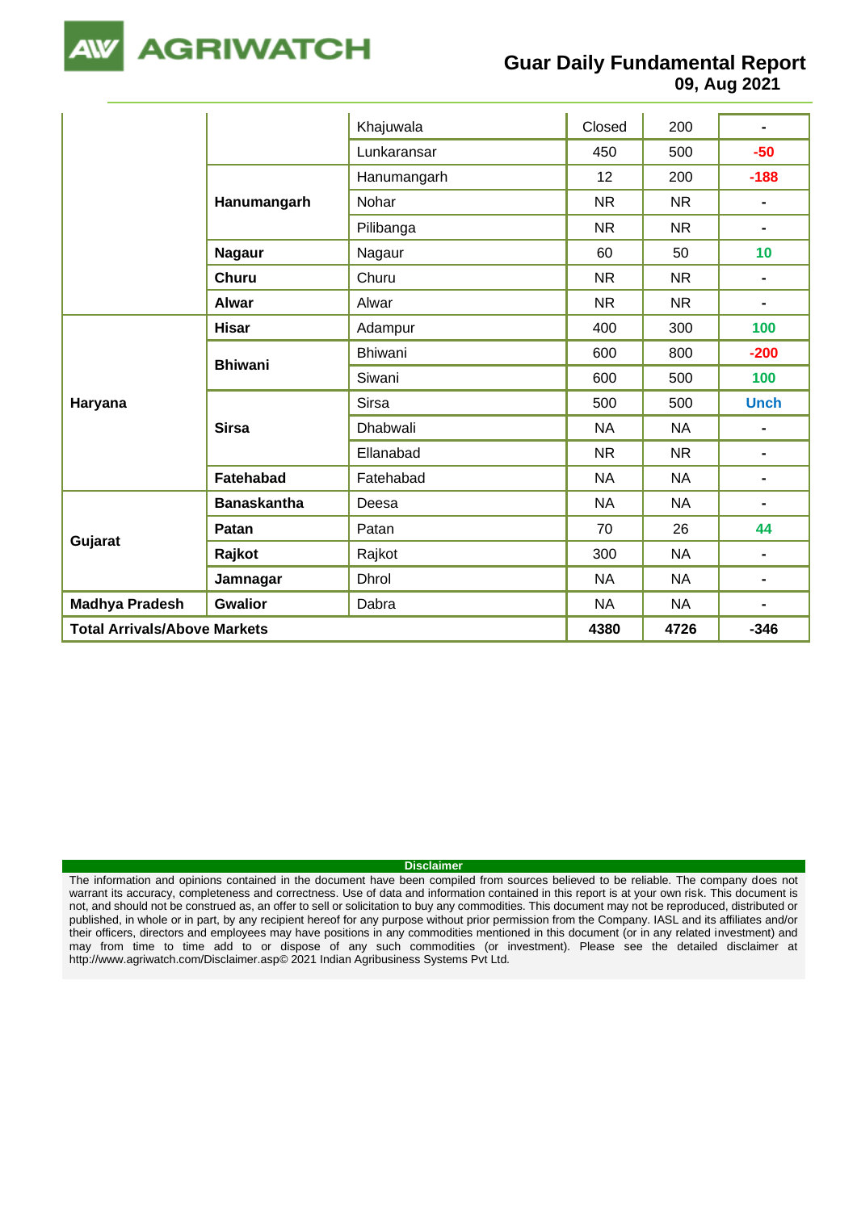| | | | | | |
|---|---|---|---|---|---|
| | | Khajuwala | Closed | 200 | - |
| | | Lunkaransar | 450 | 500 | -50 |
| | Hanumangarh | Hanumangarh | 12 | 200 | -188 |
| | | Nohar | NR | NR | - |
| | | Pilibanga | NR | NR | - |
| | Nagaur | Nagaur | 60 | 50 | 10 |
| | Churu | Churu | NR | NR | - |
| | Alwar | Alwar | NR | NR | - |
| Haryana | Hisar | Adampur | 400 | 300 | 100 |
| | Bhiwani | Bhiwani | 600 | 800 | -200 |
| | | Siwani | 600 | 500 | 100 |
| | Sirsa | Sirsa | 500 | 500 | Unch |
| | | Dhabwali | NA | NA | - |
| | | Ellanabad | NR | NR | - |
| | Fatehabad | Fatehabad | NA | NA | - |
| Gujarat | Banaskantha | Deesa | NA | NA | - |
| | Patan | Patan | 70 | 26 | 44 |
| | Rajkot | Rajkot | 300 | NA | - |
| | Jamnagar | Dhrol | NA | NA | - |
| Madhya Pradesh | Gwalior | Dabra | NA | NA | - |
| **Total Arrivals/Above Markets** | | | **4380** | **4726** | **-346** |

**Disclaimer**

The information and opinions contained in the document have been compiled from sources believed to be reliable. The company does not warrant its accuracy, completeness and correctness. Use of data and information contained in this report is at your own risk. This document is not, and should not be construed as, an offer to sell or solicitation to buy any commodities. This document may not be reproduced, distributed or published, in whole or in part, by any recipient hereof for any purpose without prior permission from the Company. IASL and its affiliates and/or their officers, directors and employees may have positions in any commodities mentioned in this document (or in any related investment) and may from time to time add to or dispose of any such commodities (or investment). Please see the detailed disclaimer at http://www.agriwatch.com/Disclaimer.asp© 2021 Indian Agribusiness Systems Pvt Ltd.